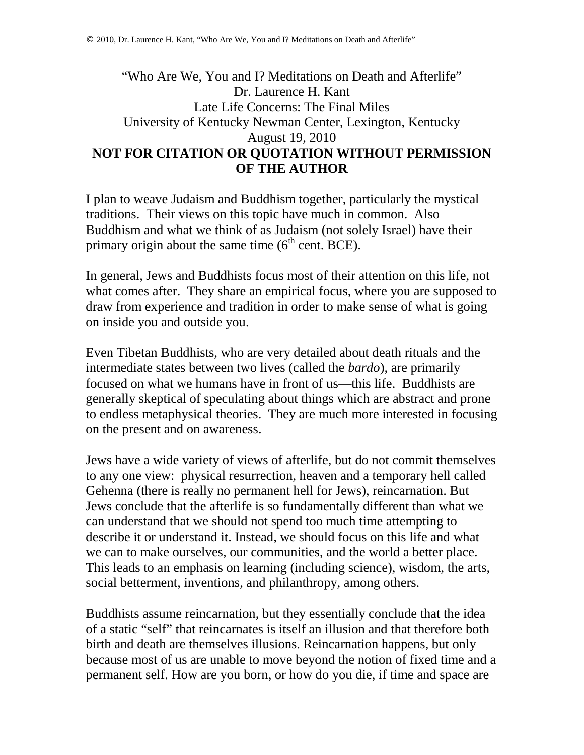"Who Are We, You and I? Meditations on Death and Afterlife"
Dr. Laurence H. Kant
Late Life Concerns: The Final Miles
University of Kentucky Newman Center, Lexington, Kentucky
August 19, 2010

**NOT FOR CITATION OR QUOTATION WITHOUT PERMISSION OF THE AUTHOR**

I plan to weave Judaism and Buddhism together, particularly the mystical traditions. Their views on this topic have much in common. Also Buddhism and what we think of as Judaism (not solely Israel) have their primary origin about the same time (6th cent. BCE).

In general, Jews and Buddhists focus most of their attention on this life, not what comes after. They share an empirical focus, where you are supposed to draw from experience and tradition in order to make sense of what is going on inside you and outside you.

Even Tibetan Buddhists, who are very detailed about death rituals and the intermediate states between two lives (called the *bardo*), are primarily focused on what we humans have in front of us—this life. Buddhists are generally skeptical of speculating about things which are abstract and prone to endless metaphysical theories. They are much more interested in focusing on the present and on awareness.

Jews have a wide variety of views of afterlife, but do not commit themselves to any one view: physical resurrection, heaven and a temporary hell called Gehenna (there is really no permanent hell for Jews), reincarnation. But Jews conclude that the afterlife is so fundamentally different than what we can understand that we should not spend too much time attempting to describe it or understand it. Instead, we should focus on this life and what we can to make ourselves, our communities, and the world a better place. This leads to an emphasis on learning (including science), wisdom, the arts, social betterment, inventions, and philanthropy, among others.

Buddhists assume reincarnation, but they essentially conclude that the idea of a static "self" that reincarnates is itself an illusion and that therefore both birth and death are themselves illusions. Reincarnation happens, but only because most of us are unable to move beyond the notion of fixed time and a permanent self. How are you born, or how do you die, if time and space are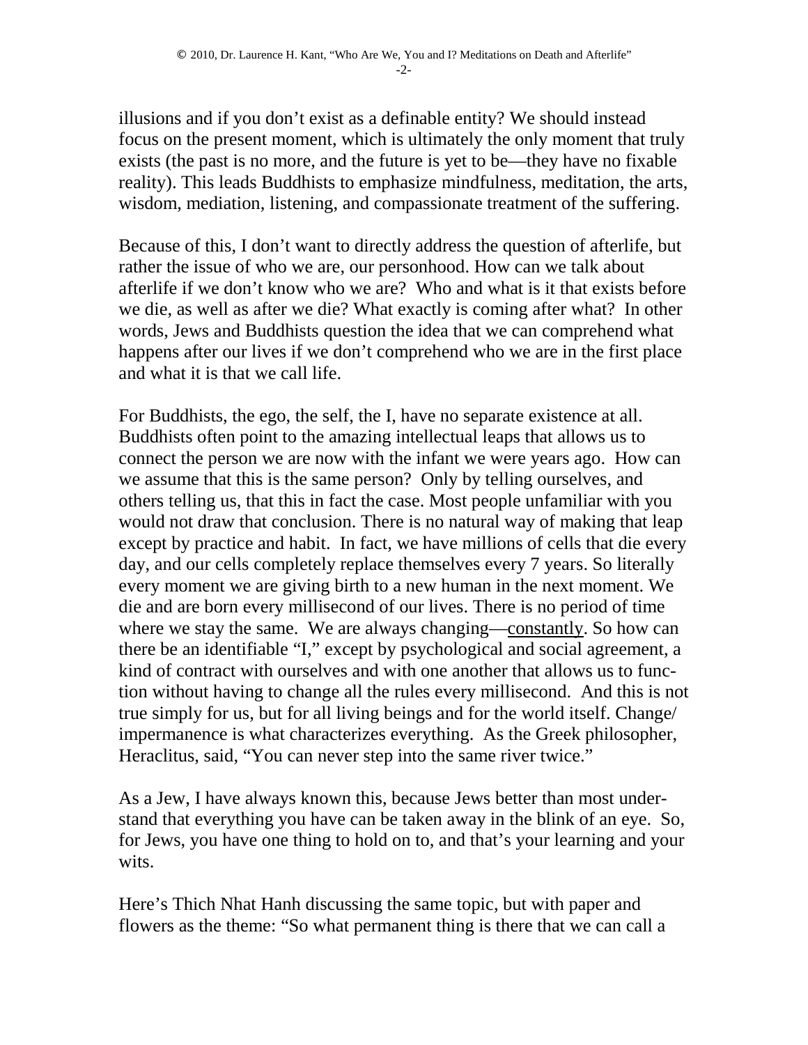illusions and if you don't exist as a definable entity? We should instead focus on the present moment, which is ultimately the only moment that truly exists (the past is no more, and the future is yet to be—they have no fixable reality). This leads Buddhists to emphasize mindfulness, meditation, the arts, wisdom, mediation, listening, and compassionate treatment of the suffering.

Because of this, I don't want to directly address the question of afterlife, but rather the issue of who we are, our personhood. How can we talk about afterlife if we don't know who we are? Who and what is it that exists before we die, as well as after we die? What exactly is coming after what? In other words, Jews and Buddhists question the idea that we can comprehend what happens after our lives if we don't comprehend who we are in the first place and what it is that we call life.

For Buddhists, the ego, the self, the I, have no separate existence at all. Buddhists often point to the amazing intellectual leaps that allows us to connect the person we are now with the infant we were years ago. How can we assume that this is the same person? Only by telling ourselves, and others telling us, that this in fact the case. Most people unfamiliar with you would not draw that conclusion. There is no natural way of making that leap except by practice and habit. In fact, we have millions of cells that die every day, and our cells completely replace themselves every 7 years. So literally every moment we are giving birth to a new human in the next moment. We die and are born every millisecond of our lives. There is no period of time where we stay the same. We are always changing—<u>constantly</u>. So how can there be an identifiable "I," except by psychological and social agreement, a kind of contract with ourselves and with one another that allows us to function without having to change all the rules every millisecond. And this is not true simply for us, but for all living beings and for the world itself. Change/impermanence is what characterizes everything. As the Greek philosopher, Heraclitus, said, "You can never step into the same river twice."

As a Jew, I have always known this, because Jews better than most understand that everything you have can be taken away in the blink of an eye. So, for Jews, you have one thing to hold on to, and that's your learning and your wits.

Here's Thich Nhat Hanh discussing the same topic, but with paper and flowers as the theme: "So what permanent thing is there that we can call a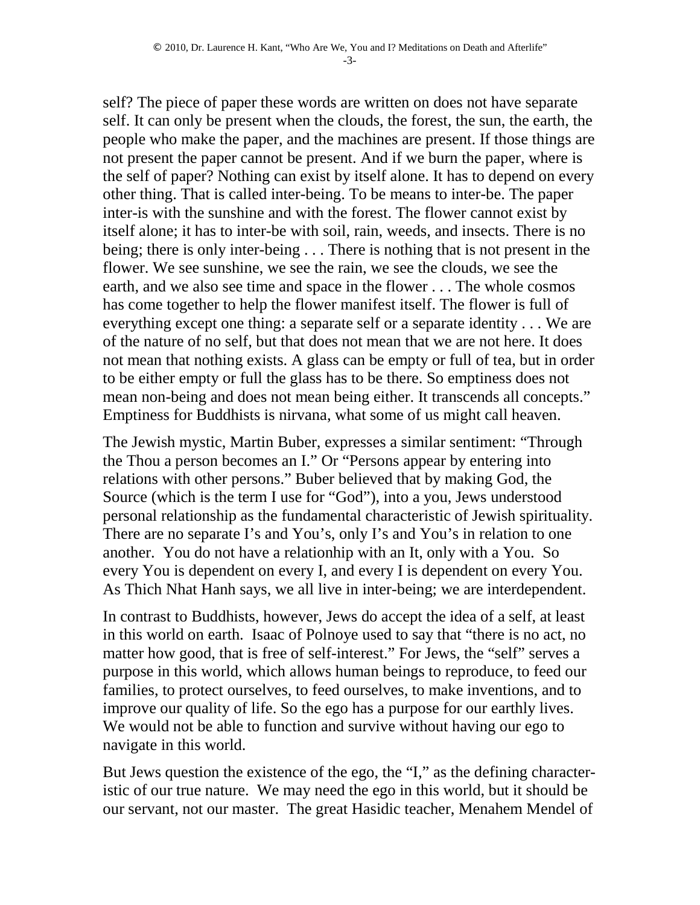self? The piece of paper these words are written on does not have separate self. It can only be present when the clouds, the forest, the sun, the earth, the people who make the paper, and the machines are present. If those things are not present the paper cannot be present. And if we burn the paper, where is the self of paper? Nothing can exist by itself alone. It has to depend on every other thing. That is called inter-being. To be means to inter-be. The paper inter-is with the sunshine and with the forest. The flower cannot exist by itself alone; it has to inter-be with soil, rain, weeds, and insects. There is no being; there is only inter-being . . . There is nothing that is not present in the flower. We see sunshine, we see the rain, we see the clouds, we see the earth, and we also see time and space in the flower . . . The whole cosmos has come together to help the flower manifest itself. The flower is full of everything except one thing: a separate self or a separate identity . . . We are of the nature of no self, but that does not mean that we are not here. It does not mean that nothing exists. A glass can be empty or full of tea, but in order to be either empty or full the glass has to be there. So emptiness does not mean non-being and does not mean being either. It transcends all concepts." Emptiness for Buddhists is nirvana, what some of us might call heaven.

The Jewish mystic, Martin Buber, expresses a similar sentiment: "Through the Thou a person becomes an I." Or "Persons appear by entering into relations with other persons." Buber believed that by making God, the Source (which is the term I use for "God"), into a you, Jews understood personal relationship as the fundamental characteristic of Jewish spirituality. There are no separate I's and You's, only I's and You's in relation to one another. You do not have a relationhip with an It, only with a You. So every You is dependent on every I, and every I is dependent on every You. As Thich Nhat Hanh says, we all live in inter-being; we are interdependent.

In contrast to Buddhists, however, Jews do accept the idea of a self, at least in this world on earth. Isaac of Polnoye used to say that "there is no act, no matter how good, that is free of self-interest." For Jews, the "self" serves a purpose in this world, which allows human beings to reproduce, to feed our families, to protect ourselves, to feed ourselves, to make inventions, and to improve our quality of life. So the ego has a purpose for our earthly lives. We would not be able to function and survive without having our ego to navigate in this world.

But Jews question the existence of the ego, the "I," as the defining characteristic of our true nature. We may need the ego in this world, but it should be our servant, not our master. The great Hasidic teacher, Menahem Mendel of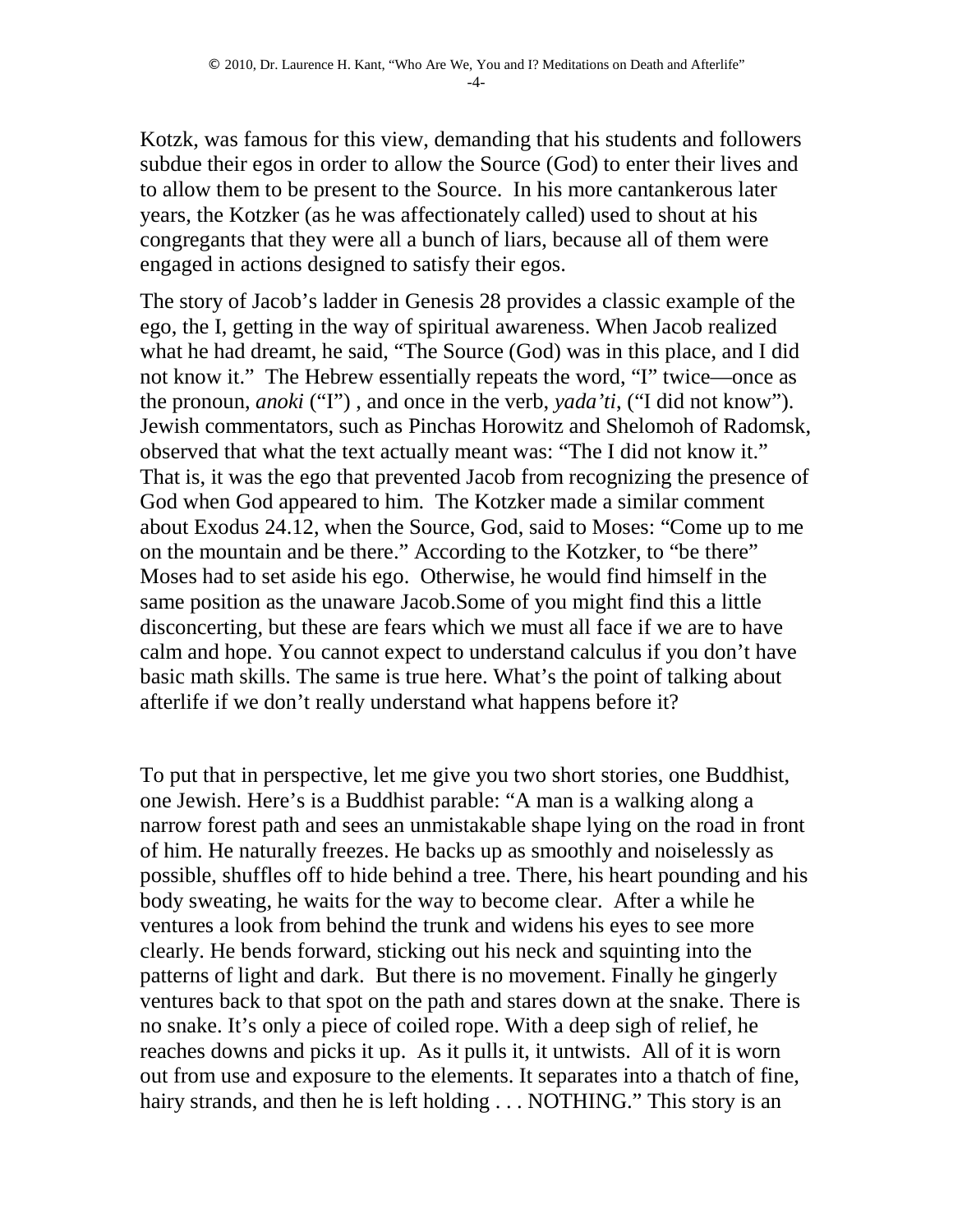Kotzk, was famous for this view, demanding that his students and followers subdue their egos in order to allow the Source (God) to enter their lives and to allow them to be present to the Source.  In his more cantankerous later years, the Kotzker (as he was affectionately called) used to shout at his congregants that they were all a bunch of liars, because all of them were engaged in actions designed to satisfy their egos.

The story of Jacob's ladder in Genesis 28 provides a classic example of the ego, the I, getting in the way of spiritual awareness. When Jacob realized what he had dreamt, he said, "The Source (God) was in this place, and I did not know it."  The Hebrew essentially repeats the word, "I" twice—once as the pronoun, *anoki* ("I") , and once in the verb, *yada'ti*, ("I did not know"). Jewish commentators, such as Pinchas Horowitz and Shelomoh of Radomsk, observed that what the text actually meant was: "The I did not know it." That is, it was the ego that prevented Jacob from recognizing the presence of God when God appeared to him.  The Kotzker made a similar comment about Exodus 24.12, when the Source, God, said to Moses: "Come up to me on the mountain and be there." According to the Kotzker, to "be there" Moses had to set aside his ego.  Otherwise, he would find himself in the same position as the unaware Jacob.Some of you might find this a little disconcerting, but these are fears which we must all face if we are to have calm and hope. You cannot expect to understand calculus if you don't have basic math skills. The same is true here. What's the point of talking about afterlife if we don't really understand what happens before it?

To put that in perspective, let me give you two short stories, one Buddhist, one Jewish. Here's is a Buddhist parable: "A man is a walking along a narrow forest path and sees an unmistakable shape lying on the road in front of him. He naturally freezes. He backs up as smoothly and noiselessly as possible, shuffles off to hide behind a tree. There, his heart pounding and his body sweating, he waits for the way to become clear.  After a while he ventures a look from behind the trunk and widens his eyes to see more clearly. He bends forward, sticking out his neck and squinting into the patterns of light and dark.  But there is no movement. Finally he gingerly ventures back to that spot on the path and stares down at the snake. There is no snake. It's only a piece of coiled rope. With a deep sigh of relief, he reaches downs and picks it up.  As it pulls it, it untwists.  All of it is worn out from use and exposure to the elements. It separates into a thatch of fine, hairy strands, and then he is left holding . . . NOTHING." This story is an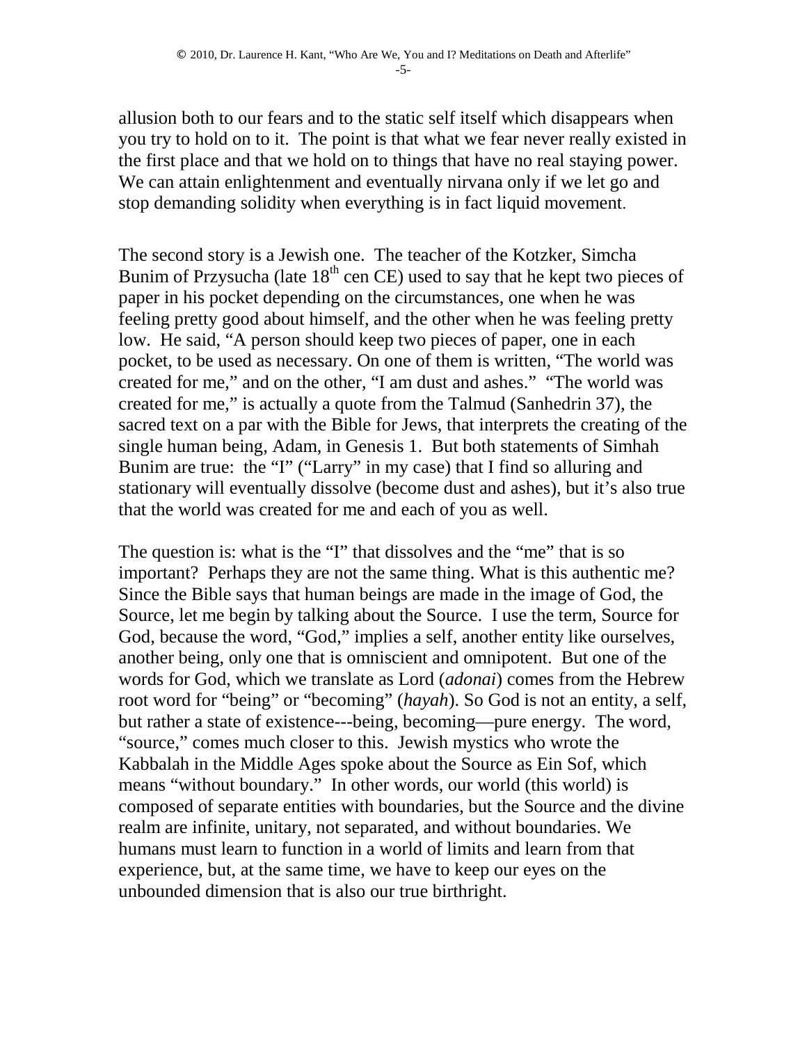allusion both to our fears and to the static self itself which disappears when you try to hold on to it. The point is that what we fear never really existed in the first place and that we hold on to things that have no real staying power. We can attain enlightenment and eventually nirvana only if we let go and stop demanding solidity when everything is in fact liquid movement.

The second story is a Jewish one. The teacher of the Kotzker, Simcha Bunim of Przysucha (late 18th cen CE) used to say that he kept two pieces of paper in his pocket depending on the circumstances, one when he was feeling pretty good about himself, and the other when he was feeling pretty low. He said, "A person should keep two pieces of paper, one in each pocket, to be used as necessary. On one of them is written, "The world was created for me," and on the other, "I am dust and ashes." "The world was created for me," is actually a quote from the Talmud (Sanhedrin 37), the sacred text on a par with the Bible for Jews, that interprets the creating of the single human being, Adam, in Genesis 1. But both statements of Simhah Bunim are true: the "I" ("Larry" in my case) that I find so alluring and stationary will eventually dissolve (become dust and ashes), but it's also true that the world was created for me and each of you as well.

The question is: what is the "I" that dissolves and the "me" that is so important? Perhaps they are not the same thing. What is this authentic me? Since the Bible says that human beings are made in the image of God, the Source, let me begin by talking about the Source. I use the term, Source for God, because the word, "God," implies a self, another entity like ourselves, another being, only one that is omniscient and omnipotent. But one of the words for God, which we translate as Lord (*adonai*) comes from the Hebrew root word for "being" or "becoming" (*hayah*). So God is not an entity, a self, but rather a state of existence---being, becoming—pure energy. The word, "source," comes much closer to this. Jewish mystics who wrote the Kabbalah in the Middle Ages spoke about the Source as Ein Sof, which means "without boundary." In other words, our world (this world) is composed of separate entities with boundaries, but the Source and the divine realm are infinite, unitary, not separated, and without boundaries. We humans must learn to function in a world of limits and learn from that experience, but, at the same time, we have to keep our eyes on the unbounded dimension that is also our true birthright.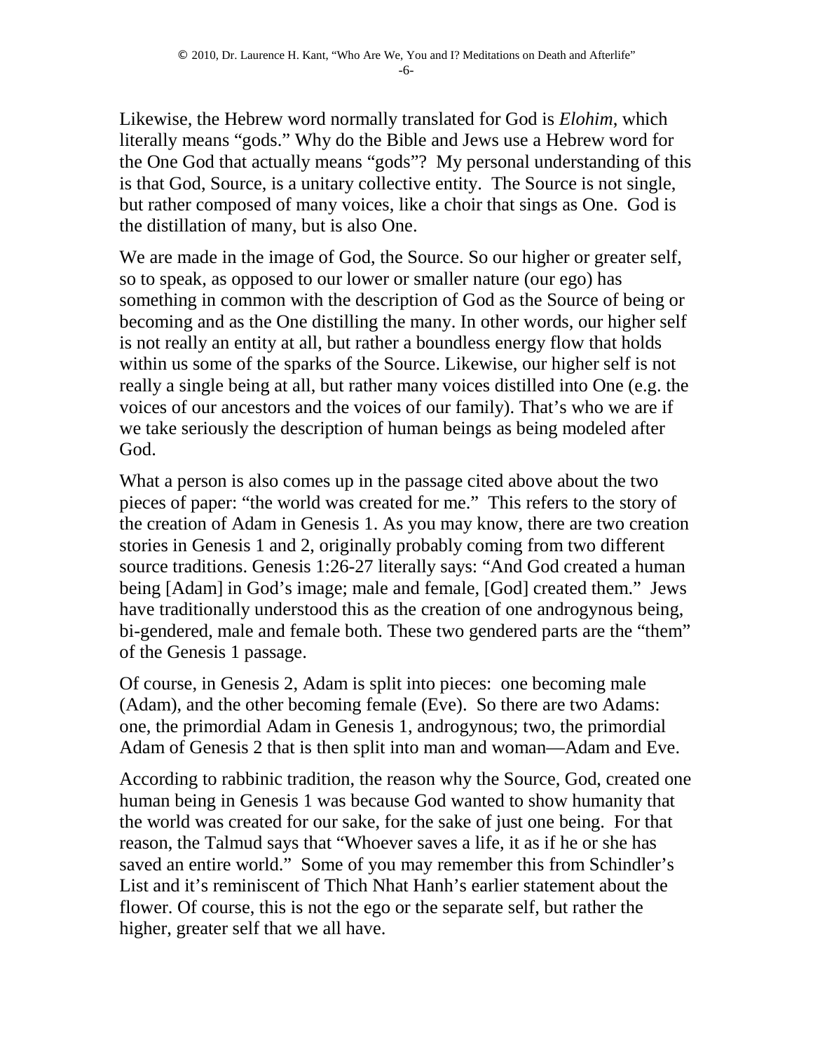Likewise, the Hebrew word normally translated for God is *Elohim*, which literally means "gods." Why do the Bible and Jews use a Hebrew word for the One God that actually means "gods"? My personal understanding of this is that God, Source, is a unitary collective entity. The Source is not single, but rather composed of many voices, like a choir that sings as One. God is the distillation of many, but is also One.

We are made in the image of God, the Source. So our higher or greater self, so to speak, as opposed to our lower or smaller nature (our ego) has something in common with the description of God as the Source of being or becoming and as the One distilling the many. In other words, our higher self is not really an entity at all, but rather a boundless energy flow that holds within us some of the sparks of the Source. Likewise, our higher self is not really a single being at all, but rather many voices distilled into One (e.g. the voices of our ancestors and the voices of our family). That's who we are if we take seriously the description of human beings as being modeled after God.

What a person is also comes up in the passage cited above about the two pieces of paper: "the world was created for me." This refers to the story of the creation of Adam in Genesis 1. As you may know, there are two creation stories in Genesis 1 and 2, originally probably coming from two different source traditions. Genesis 1:26-27 literally says: "And God created a human being [Adam] in God's image; male and female, [God] created them." Jews have traditionally understood this as the creation of one androgynous being, bi-gendered, male and female both. These two gendered parts are the "them" of the Genesis 1 passage.

Of course, in Genesis 2, Adam is split into pieces: one becoming male (Adam), and the other becoming female (Eve). So there are two Adams: one, the primordial Adam in Genesis 1, androgynous; two, the primordial Adam of Genesis 2 that is then split into man and woman—Adam and Eve.

According to rabbinic tradition, the reason why the Source, God, created one human being in Genesis 1 was because God wanted to show humanity that the world was created for our sake, for the sake of just one being. For that reason, the Talmud says that "Whoever saves a life, it as if he or she has saved an entire world." Some of you may remember this from Schindler's List and it's reminiscent of Thich Nhat Hanh's earlier statement about the flower. Of course, this is not the ego or the separate self, but rather the higher, greater self that we all have.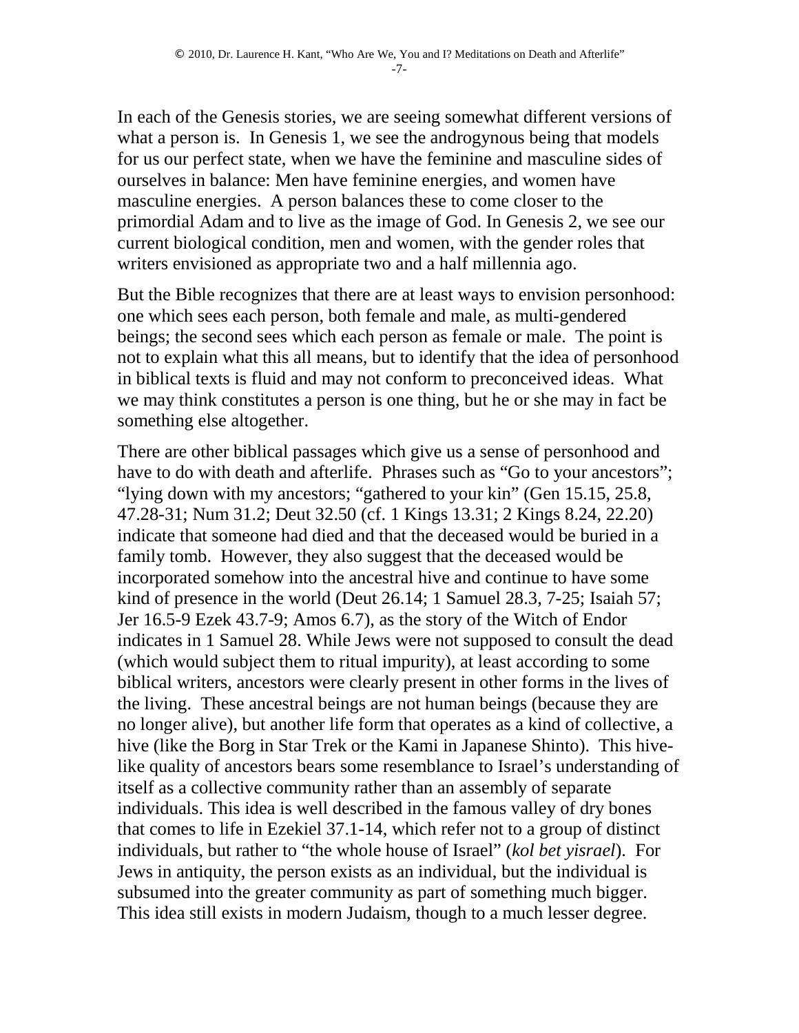In each of the Genesis stories, we are seeing somewhat different versions of what a person is. In Genesis 1, we see the androgynous being that models for us our perfect state, when we have the feminine and masculine sides of ourselves in balance: Men have feminine energies, and women have masculine energies. A person balances these to come closer to the primordial Adam and to live as the image of God. In Genesis 2, we see our current biological condition, men and women, with the gender roles that writers envisioned as appropriate two and a half millennia ago.

But the Bible recognizes that there are at least ways to envision personhood: one which sees each person, both female and male, as multi-gendered beings; the second sees which each person as female or male. The point is not to explain what this all means, but to identify that the idea of personhood in biblical texts is fluid and may not conform to preconceived ideas. What we may think constitutes a person is one thing, but he or she may in fact be something else altogether.

There are other biblical passages which give us a sense of personhood and have to do with death and afterlife. Phrases such as "Go to your ancestors"; "lying down with my ancestors; "gathered to your kin" (Gen 15.15, 25.8, 47.28-31; Num 31.2; Deut 32.50 (cf. 1 Kings 13.31; 2 Kings 8.24, 22.20) indicate that someone had died and that the deceased would be buried in a family tomb. However, they also suggest that the deceased would be incorporated somehow into the ancestral hive and continue to have some kind of presence in the world (Deut 26.14; 1 Samuel 28.3, 7-25; Isaiah 57; Jer 16.5-9 Ezek 43.7-9; Amos 6.7), as the story of the Witch of Endor indicates in 1 Samuel 28. While Jews were not supposed to consult the dead (which would subject them to ritual impurity), at least according to some biblical writers, ancestors were clearly present in other forms in the lives of the living. These ancestral beings are not human beings (because they are no longer alive), but another life form that operates as a kind of collective, a hive (like the Borg in Star Trek or the Kami in Japanese Shinto). This hive-like quality of ancestors bears some resemblance to Israel's understanding of itself as a collective community rather than an assembly of separate individuals. This idea is well described in the famous valley of dry bones that comes to life in Ezekiel 37.1-14, which refer not to a group of distinct individuals, but rather to "the whole house of Israel" (*kol bet yisrael*). For Jews in antiquity, the person exists as an individual, but the individual is subsumed into the greater community as part of something much bigger. This idea still exists in modern Judaism, though to a much lesser degree.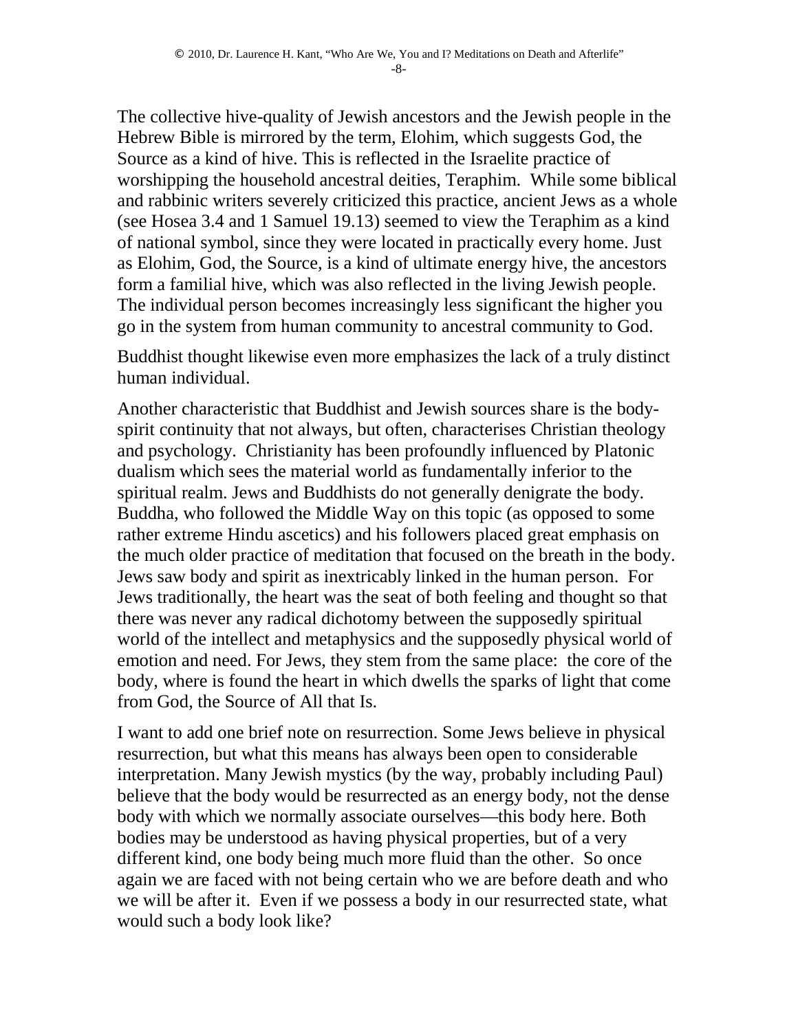The collective hive-quality of Jewish ancestors and the Jewish people in the Hebrew Bible is mirrored by the term, Elohim, which suggests God, the Source as a kind of hive. This is reflected in the Israelite practice of worshipping the household ancestral deities, Teraphim. While some biblical and rabbinic writers severely criticized this practice, ancient Jews as a whole (see Hosea 3.4 and 1 Samuel 19.13) seemed to view the Teraphim as a kind of national symbol, since they were located in practically every home. Just as Elohim, God, the Source, is a kind of ultimate energy hive, the ancestors form a familial hive, which was also reflected in the living Jewish people. The individual person becomes increasingly less significant the higher you go in the system from human community to ancestral community to God.

Buddhist thought likewise even more emphasizes the lack of a truly distinct human individual.

Another characteristic that Buddhist and Jewish sources share is the body-spirit continuity that not always, but often, characterises Christian theology and psychology. Christianity has been profoundly influenced by Platonic dualism which sees the material world as fundamentally inferior to the spiritual realm. Jews and Buddhists do not generally denigrate the body. Buddha, who followed the Middle Way on this topic (as opposed to some rather extreme Hindu ascetics) and his followers placed great emphasis on the much older practice of meditation that focused on the breath in the body. Jews saw body and spirit as inextricably linked in the human person. For Jews traditionally, the heart was the seat of both feeling and thought so that there was never any radical dichotomy between the supposedly spiritual world of the intellect and metaphysics and the supposedly physical world of emotion and need. For Jews, they stem from the same place: the core of the body, where is found the heart in which dwells the sparks of light that come from God, the Source of All that Is.

I want to add one brief note on resurrection. Some Jews believe in physical resurrection, but what this means has always been open to considerable interpretation. Many Jewish mystics (by the way, probably including Paul) believe that the body would be resurrected as an energy body, not the dense body with which we normally associate ourselves—this body here. Both bodies may be understood as having physical properties, but of a very different kind, one body being much more fluid than the other. So once again we are faced with not being certain who we are before death and who we will be after it. Even if we possess a body in our resurrected state, what would such a body look like?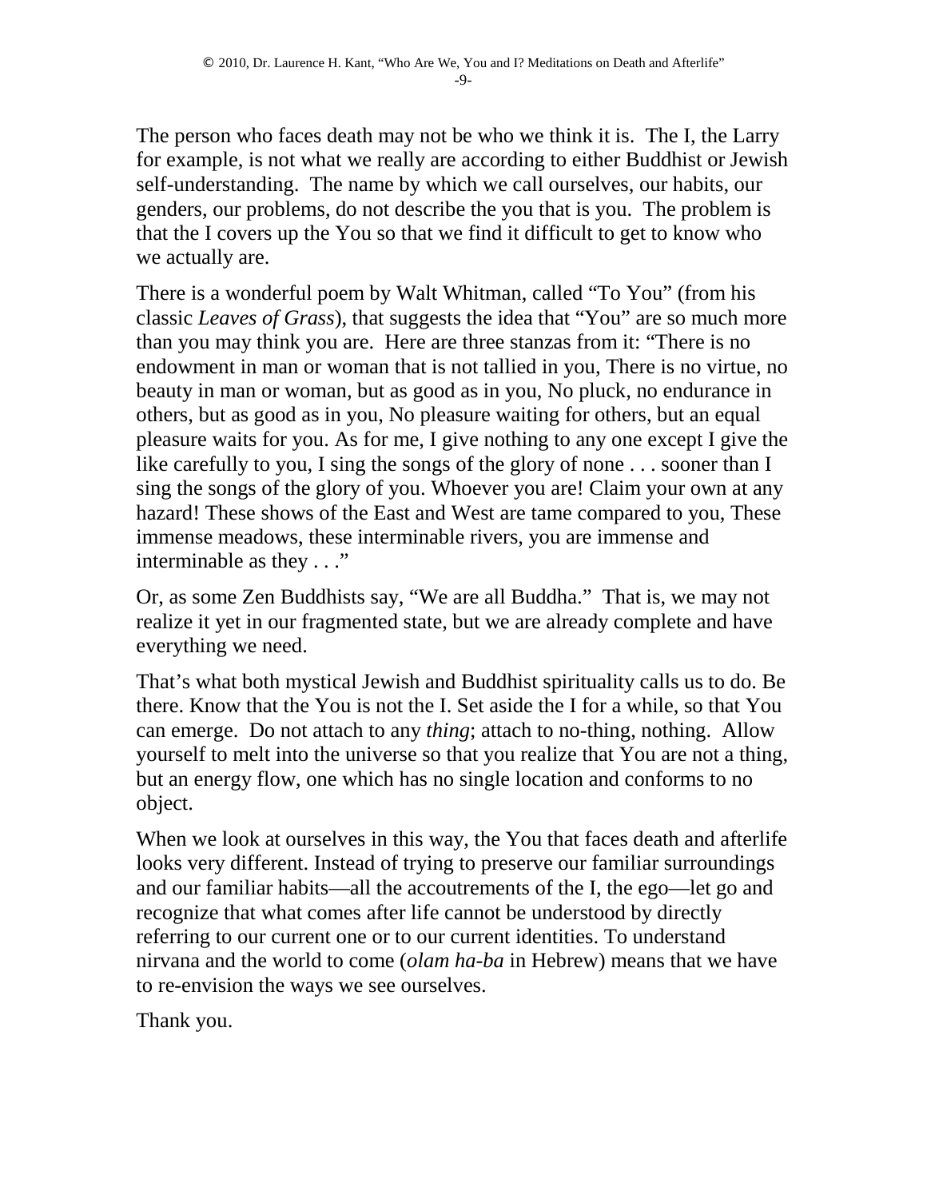The person who faces death may not be who we think it is. The I, the Larry for example, is not what we really are according to either Buddhist or Jewish self-understanding. The name by which we call ourselves, our habits, our genders, our problems, do not describe the you that is you. The problem is that the I covers up the You so that we find it difficult to get to know who we actually are.

There is a wonderful poem by Walt Whitman, called "To You" (from his classic *Leaves of Grass*), that suggests the idea that "You" are so much more than you may think you are. Here are three stanzas from it: "There is no endowment in man or woman that is not tallied in you, There is no virtue, no beauty in man or woman, but as good as in you, No pluck, no endurance in others, but as good as in you, No pleasure waiting for others, but an equal pleasure waits for you. As for me, I give nothing to any one except I give the like carefully to you, I sing the songs of the glory of none . . . sooner than I sing the songs of the glory of you. Whoever you are! Claim your own at any hazard! These shows of the East and West are tame compared to you, These immense meadows, these interminable rivers, you are immense and interminable as they . . ."

Or, as some Zen Buddhists say, "We are all Buddha." That is, we may not realize it yet in our fragmented state, but we are already complete and have everything we need.

That's what both mystical Jewish and Buddhist spirituality calls us to do. Be there. Know that the You is not the I. Set aside the I for a while, so that You can emerge. Do not attach to any *thing*; attach to no-thing, nothing. Allow yourself to melt into the universe so that you realize that You are not a thing, but an energy flow, one which has no single location and conforms to no object.

When we look at ourselves in this way, the You that faces death and afterlife looks very different. Instead of trying to preserve our familiar surroundings and our familiar habits—all the accoutrements of the I, the ego—let go and recognize that what comes after life cannot be understood by directly referring to our current one or to our current identities. To understand nirvana and the world to come (*olam ha-ba* in Hebrew) means that we have to re-envision the ways we see ourselves.

Thank you.